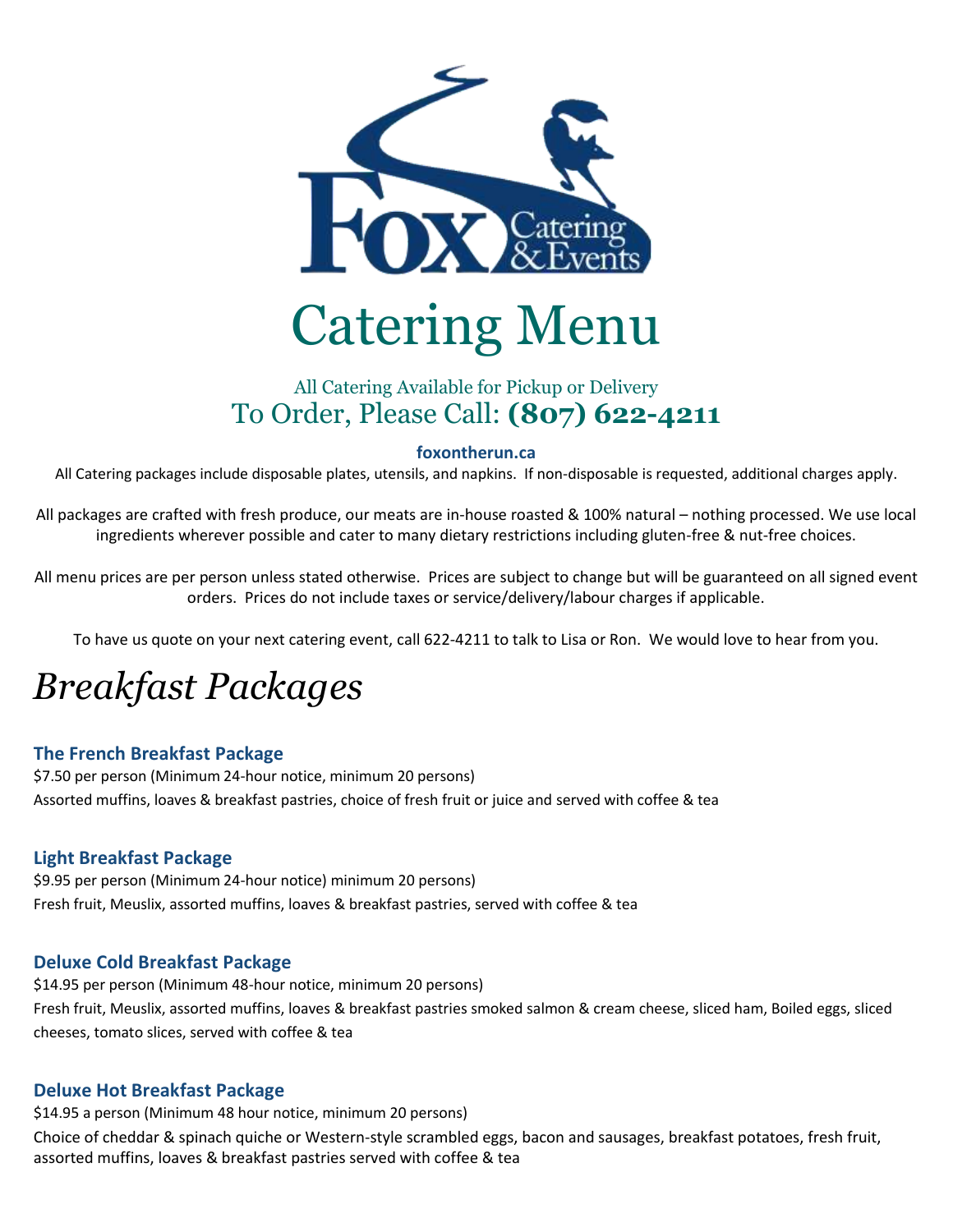# Catering Menu

All Catering Available for Pickup or Delivery

To Order, Please Call: **(807) 622-4211**

**foxontherun.ca**

All Catering packages include disposable plates, utensils, and napkins. If non-disposable is requested, additional charges apply.

All packages are crafted with fresh produce, our meats are in-house roasted & 100% natural – nothing processed. We use local ingredients wherever possible and cater to many dietary restrictions including gluten-free & nut-free choices.

All menu prices are per person unless stated otherwise. Prices are subject to change but will be guaranteed on all signed event orders. Prices do not include taxes or service/delivery/labour charges if applicable.

To have us quote on your next catering event, call 622-4211 to talk to Lisa or Ron. We would love to hear from you.

# *Breakfast Packages*

### The French Breakfast Package

$7.50 per person (Minimum 24-hour notice, minimum 20 persons)

Assorted muffins, loaves & breakfast pastries, choice of fresh fruit or juice and served with coffee & tea

### Light Breakfast Package

$9.95 per person (Minimum 24-hour notice) minimum 20 persons)

Fresh fruit, Meuslix, assorted muffins, loaves & breakfast pastries, served with coffee & tea

### Deluxe Cold Breakfast Package

$14.95 per person (Minimum 48-hour notice, minimum 20 persons)

Fresh fruit, Meuslix, assorted muffins, loaves & breakfast pastries smoked salmon & cream cheese, sliced ham, Boiled eggs, sliced cheeses, tomato slices, served with coffee & tea

### Deluxe Hot Breakfast Package

$14.95 a person (Minimum 48 hour notice, minimum 20 persons)

Choice of cheddar & spinach quiche or Western-style scrambled eggs, bacon and sausages, breakfast potatoes, fresh fruit, assorted muffins, loaves & breakfast pastries served with coffee & tea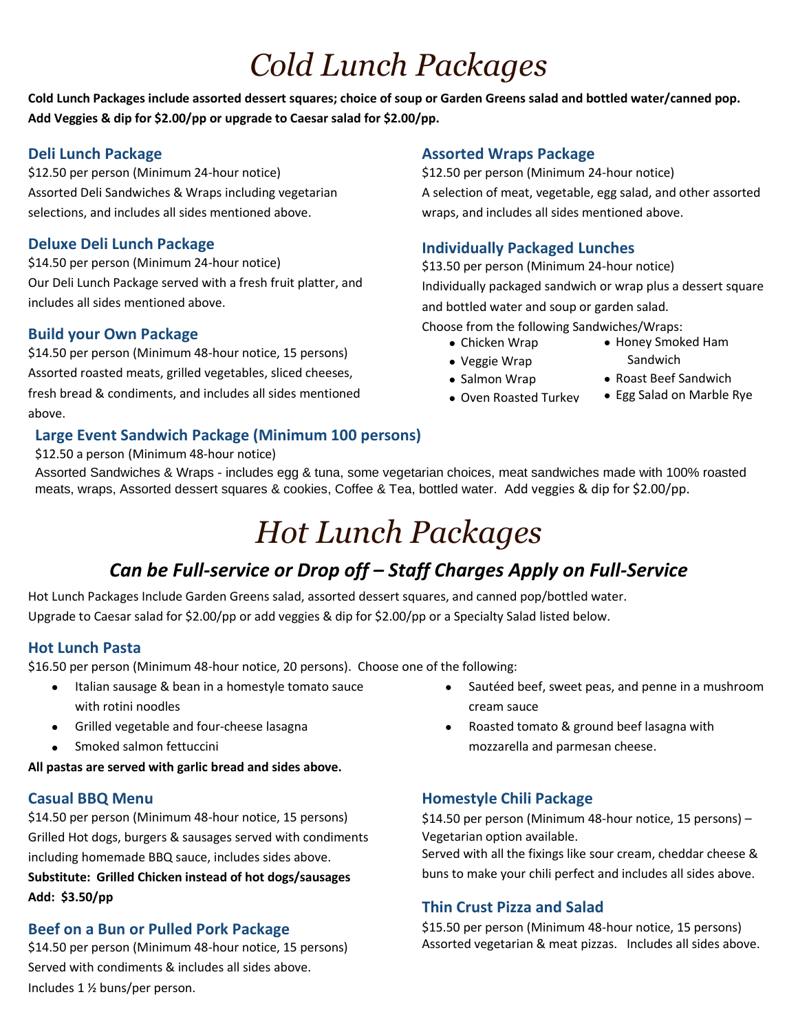# *Cold Lunch Packages*

**Cold Lunch Packages include assorted dessert squares; choice of soup or Garden Greens salad and bottled water/canned pop. Add Veggies & dip for $2.00/pp or upgrade to Caesar salad for $2.00/pp.**

### Deli Lunch Package

$12.50 per person (Minimum 24-hour notice)
Assorted Deli Sandwiches & Wraps including vegetarian selections, and includes all sides mentioned above.

### Deluxe Deli Lunch Package

$14.50 per person (Minimum 24-hour notice)
Our Deli Lunch Package served with a fresh fruit platter, and includes all sides mentioned above.

### Build your Own Package

$14.50 per person (Minimum 48-hour notice, 15 persons)
Assorted roasted meats, grilled vegetables, sliced cheeses, fresh bread & condiments, and includes all sides mentioned above.

### Assorted Wraps Package

$12.50 per person (Minimum 24-hour notice)
A selection of meat, vegetable, egg salad, and other assorted wraps, and includes all sides mentioned above.

### Individually Packaged Lunches

$13.50 per person (Minimum 24-hour notice)
Individually packaged sandwich or wrap plus a dessert square and bottled water and soup or garden salad.
Choose from the following Sandwiches/Wraps:

- Chicken Wrap
- Veggie Wrap
- Salmon Wrap
- Oven Roasted Turkey
- Honey Smoked Ham Sandwich
- Roast Beef Sandwich
- Egg Salad on Marble Rye

### Large Event Sandwich Package (Minimum 100 persons)

$12.50 a person (Minimum 48-hour notice)
Assorted Sandwiches & Wraps - includes egg & tuna, some vegetarian choices, meat sandwiches made with 100% roasted meats, wraps, Assorted dessert squares & cookies, Coffee & Tea, bottled water. Add veggies & dip for $2.00/pp.

# *Hot Lunch Packages*

## *Can be Full-service or Drop off – Staff Charges Apply on Full-Service*

Hot Lunch Packages Include Garden Greens salad, assorted dessert squares, and canned pop/bottled water.
Upgrade to Caesar salad for $2.00/pp or add veggies & dip for $2.00/pp or a Specialty Salad listed below.

### Hot Lunch Pasta

$16.50 per person (Minimum 48-hour notice, 20 persons). Choose one of the following:

- Italian sausage & bean in a homestyle tomato sauce with rotini noodles
- Grilled vegetable and four-cheese lasagna
- Smoked salmon fettuccini
- Sautéed beef, sweet peas, and penne in a mushroom cream sauce
- Roasted tomato & ground beef lasagna with mozzarella and parmesan cheese.

**All pastas are served with garlic bread and sides above.**

### Casual BBQ Menu

$14.50 per person (Minimum 48-hour notice, 15 persons)
Grilled Hot dogs, burgers & sausages served with condiments including homemade BBQ sauce, includes sides above.
**Substitute: Grilled Chicken instead of hot dogs/sausages**
**Add: $3.50/pp**

### Beef on a Bun or Pulled Pork Package

$14.50 per person (Minimum 48-hour notice, 15 persons)
Served with condiments & includes all sides above.
Includes 1 ½ buns/per person.

### Homestyle Chili Package

$14.50 per person (Minimum 48-hour notice, 15 persons) – Vegetarian option available.
Served with all the fixings like sour cream, cheddar cheese & buns to make your chili perfect and includes all sides above.

### Thin Crust Pizza and Salad

$15.50 per person (Minimum 48-hour notice, 15 persons)
Assorted vegetarian & meat pizzas. Includes all sides above.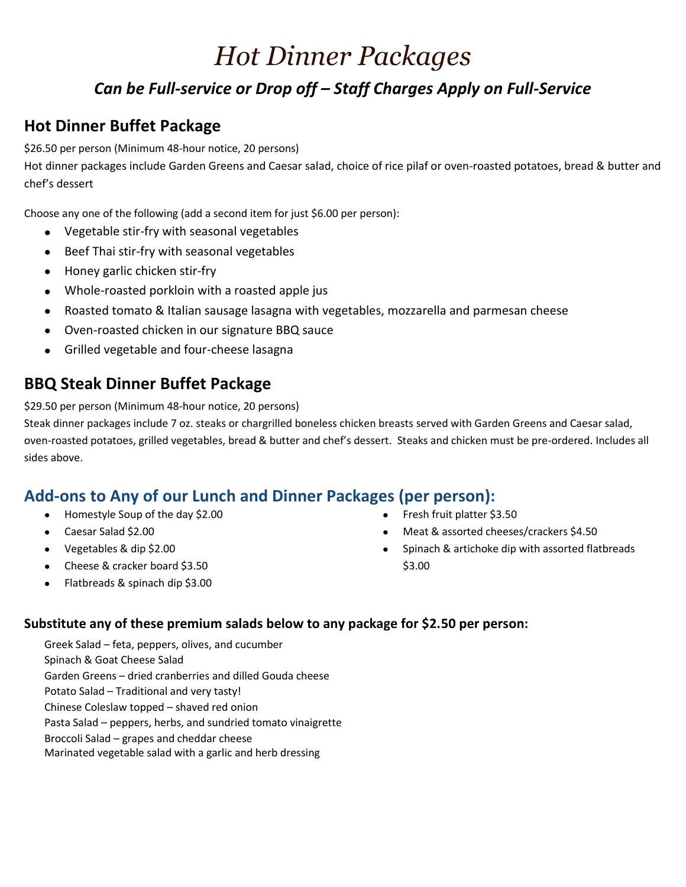# *Hot Dinner Packages*

## *Can be Full-service or Drop off – Staff Charges Apply on Full-Service*

## Hot Dinner Buffet Package

$26.50 per person (Minimum 48-hour notice, 20 persons)

Hot dinner packages include Garden Greens and Caesar salad, choice of rice pilaf or oven-roasted potatoes, bread & butter and chef's dessert

Choose any one of the following (add a second item for just $6.00 per person):

- Vegetable stir-fry with seasonal vegetables
- Beef Thai stir-fry with seasonal vegetables
- Honey garlic chicken stir-fry
- Whole-roasted porkloin with a roasted apple jus
- Roasted tomato & Italian sausage lasagna with vegetables, mozzarella and parmesan cheese
- Oven-roasted chicken in our signature BBQ sauce
- Grilled vegetable and four-cheese lasagna

## BBQ Steak Dinner Buffet Package

$29.50 per person (Minimum 48-hour notice, 20 persons)

Steak dinner packages include 7 oz. steaks or chargrilled boneless chicken breasts served with Garden Greens and Caesar salad, oven-roasted potatoes, grilled vegetables, bread & butter and chef's dessert. Steaks and chicken must be pre-ordered. Includes all sides above.

## Add-ons to Any of our Lunch and Dinner Packages (per person):

- Homestyle Soup of the day $2.00
- Caesar Salad $2.00
- Vegetables & dip $2.00
- Cheese & cracker board $3.50
- Flatbreads & spinach dip $3.00
- Fresh fruit platter $3.50
- Meat & assorted cheeses/crackers $4.50
- Spinach & artichoke dip with assorted flatbreads $3.00

### Substitute any of these premium salads below to any package for $2.50 per person:

Greek Salad – feta, peppers, olives, and cucumber
Spinach & Goat Cheese Salad
Garden Greens – dried cranberries and dilled Gouda cheese
Potato Salad – Traditional and very tasty!
Chinese Coleslaw topped – shaved red onion
Pasta Salad – peppers, herbs, and sundried tomato vinaigrette
Broccoli Salad – grapes and cheddar cheese
Marinated vegetable salad with a garlic and herb dressing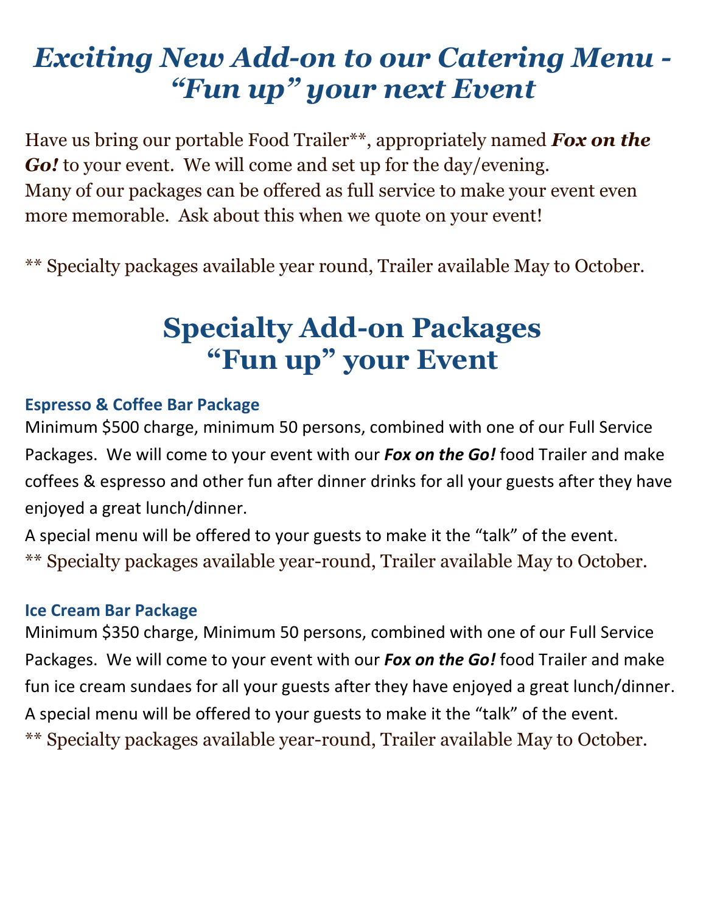# *Exciting New Add-on to our Catering Menu - "Fun up" your next Event*

Have us bring our portable Food Trailer**, appropriately named ***Fox on the Go!*** to your event. We will come and set up for the day/evening.
Many of our packages can be offered as full service to make your event even more memorable. Ask about this when we quote on your event!

** Specialty packages available year round, Trailer available May to October.

# Specialty Add-on Packages "Fun up" your Event

### Espresso & Coffee Bar Package

Minimum $500 charge, minimum 50 persons, combined with one of our Full Service Packages. We will come to your event with our ***Fox on the Go!*** food Trailer and make coffees & espresso and other fun after dinner drinks for all your guests after they have enjoyed a great lunch/dinner.
A special menu will be offered to your guests to make it the "talk" of the event.
** Specialty packages available year-round, Trailer available May to October.

### Ice Cream Bar Package

Minimum $350 charge, Minimum 50 persons, combined with one of our Full Service Packages. We will come to your event with our ***Fox on the Go!*** food Trailer and make fun ice cream sundaes for all your guests after they have enjoyed a great lunch/dinner.
A special menu will be offered to your guests to make it the "talk" of the event.
** Specialty packages available year-round, Trailer available May to October.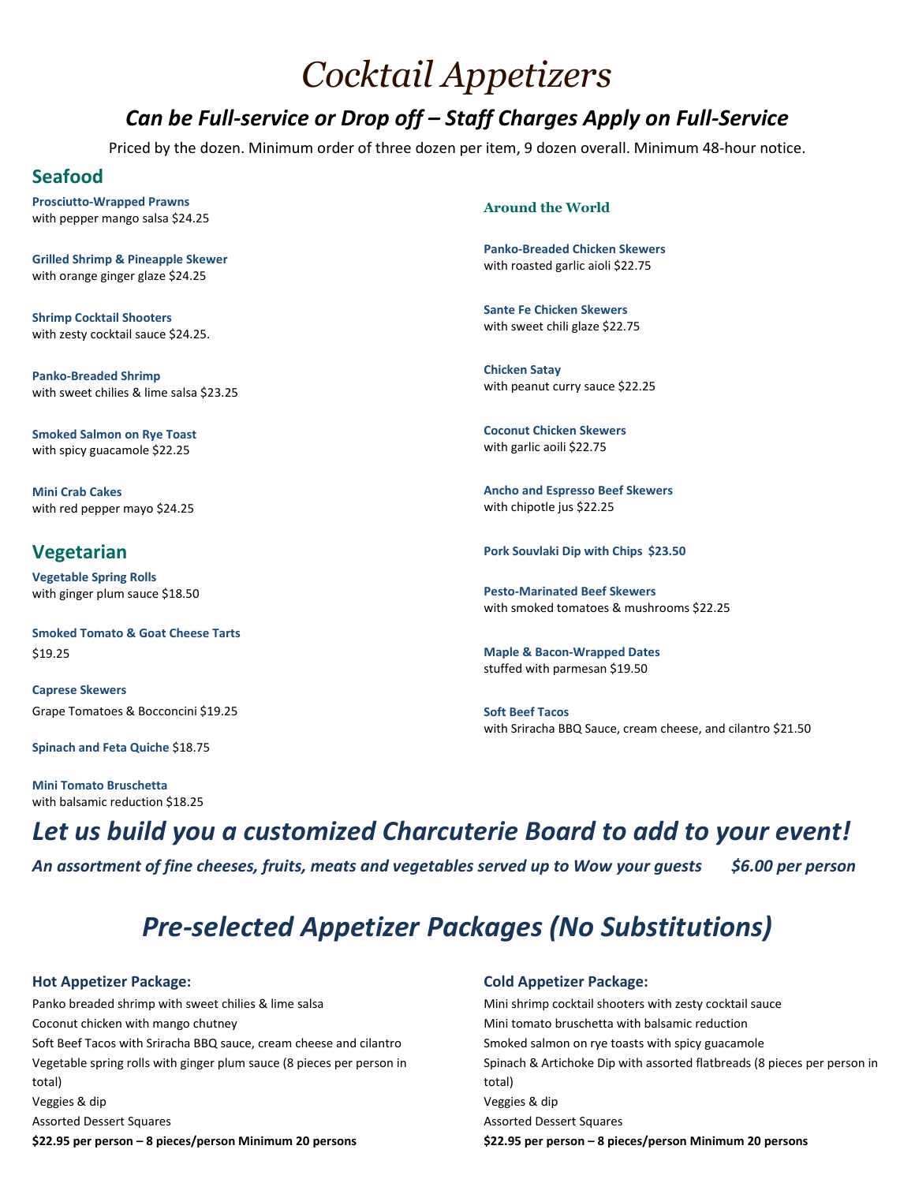# Cocktail Appetizers

## *Can be Full-service or Drop off – Staff Charges Apply on Full-Service*

Priced by the dozen. Minimum order of three dozen per item, 9 dozen overall. Minimum 48-hour notice.

### Seafood

**Prosciutto-Wrapped Prawns**
with pepper mango salsa $24.25

**Grilled Shrimp & Pineapple Skewer**
with orange ginger glaze $24.25

**Shrimp Cocktail Shooters**
with zesty cocktail sauce $24.25.

**Panko-Breaded Shrimp**
with sweet chilies & lime salsa $23.25

**Smoked Salmon on Rye Toast**
with spicy guacamole $22.25

**Mini Crab Cakes**
with red pepper mayo $24.25

### Vegetarian

**Vegetable Spring Rolls**
with ginger plum sauce $18.50

**Smoked Tomato & Goat Cheese Tarts**
$19.25

**Caprese Skewers**
Grape Tomatoes & Bocconcini $19.25

**Spinach and Feta Quiche** $18.75

**Mini Tomato Bruschetta**
with balsamic reduction $18.25

### Around the World

**Panko-Breaded Chicken Skewers**
with roasted garlic aioli $22.75

**Sante Fe Chicken Skewers**
with sweet chili glaze $22.75

**Chicken Satay**
with peanut curry sauce $22.25

**Coconut Chicken Skewers**
with garlic aoili $22.75

**Ancho and Espresso Beef Skewers**
with chipotle jus $22.25

**Pork Souvlaki Dip with Chips $23.50**

**Pesto-Marinated Beef Skewers**
with smoked tomatoes & mushrooms $22.25

**Maple & Bacon-Wrapped Dates**
stuffed with parmesan $19.50

**Soft Beef Tacos**
with Sriracha BBQ Sauce, cream cheese, and cilantro $21.50

## *Let us build you a customized Charcuterie Board to add to your event!*

***An assortment of fine cheeses, fruits, meats and vegetables served up to Wow your guests $6.00 per person***

## *Pre-selected Appetizer Packages (No Substitutions)*

### Hot Appetizer Package:

Panko breaded shrimp with sweet chilies & lime salsa
Coconut chicken with mango chutney
Soft Beef Tacos with Sriracha BBQ sauce, cream cheese and cilantro
Vegetable spring rolls with ginger plum sauce (8 pieces per person in total)
Veggies & dip
Assorted Dessert Squares
**$22.95 per person – 8 pieces/person Minimum 20 persons**

### Cold Appetizer Package:

Mini shrimp cocktail shooters with zesty cocktail sauce
Mini tomato bruschetta with balsamic reduction
Smoked salmon on rye toasts with spicy guacamole
Spinach & Artichoke Dip with assorted flatbreads (8 pieces per person in total)
Veggies & dip
Assorted Dessert Squares
**$22.95 per person – 8 pieces/person Minimum 20 persons**